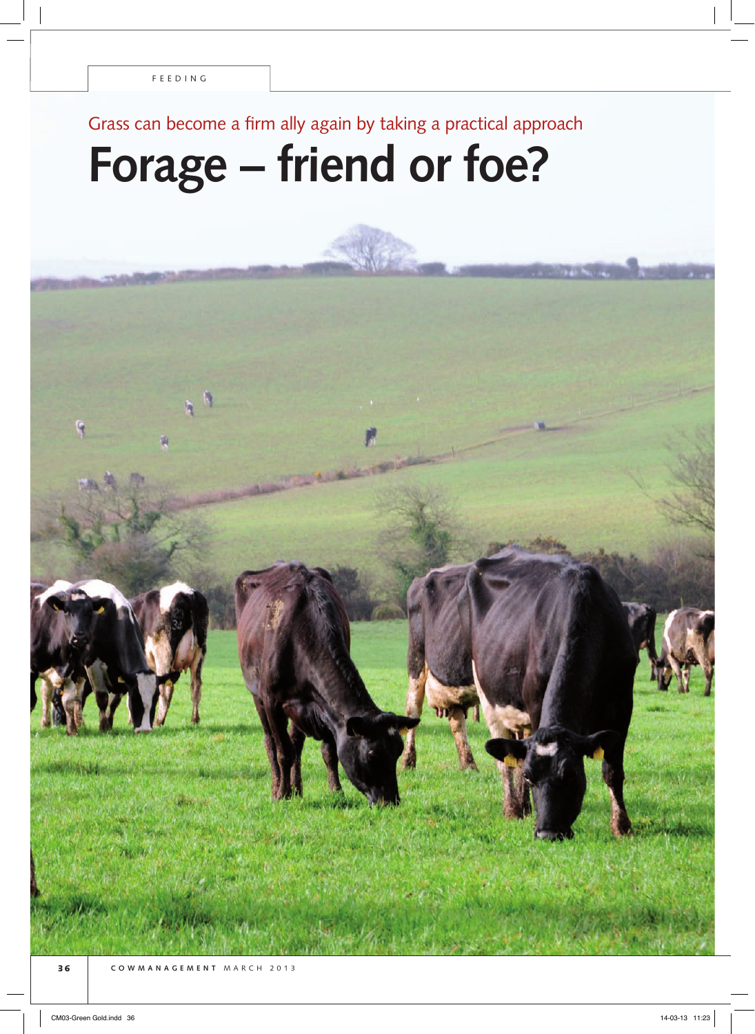FEEDING

Grass can become a firm ally again by taking a practical approach

# Forage – friend or foe?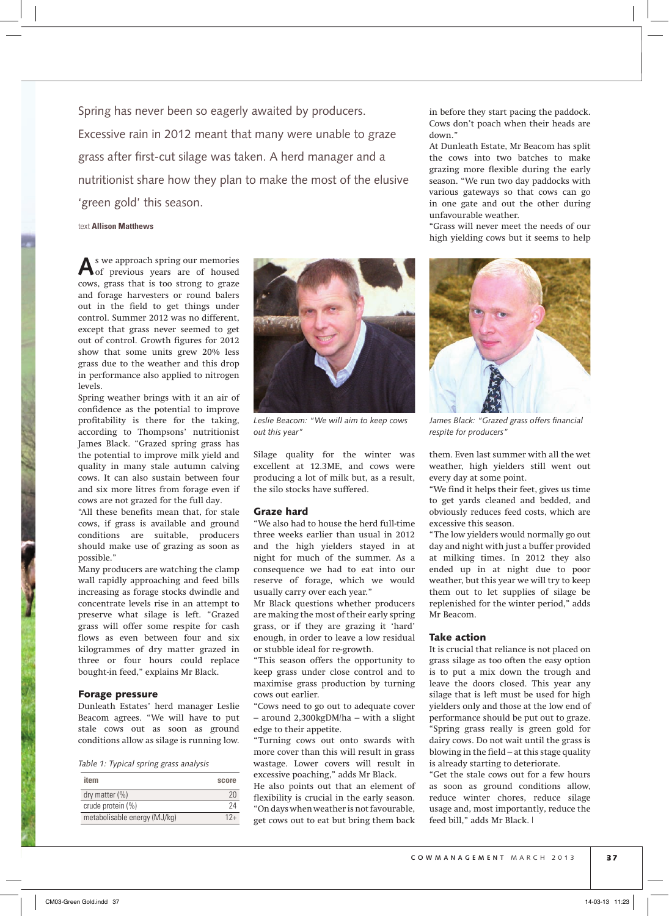Spring has never been so eagerly awaited by producers. Excessive rain in 2012 meant that many were unable to graze grass after first-cut silage was taken. A herd manager and a nutritionist share how they plan to make the most of the elusive 'green gold' this season.

text **Allison Matthews**

As we approach spring our memories of previous years are of housed cows, grass that is too strong to graze and forage harvesters or round balers out in the field to get things under control. Summer 2012 was no different, except that grass never seemed to get out of control. Growth figures for 2012 show that some units grew 20% less grass due to the weather and this drop in performance also applied to nitrogen levels.

Spring weather brings with it an air of confidence as the potential to improve profitability is there for the taking, according to Thompsons' nutritionist James Black. "Grazed spring grass has the potential to improve milk yield and quality in many stale autumn calving cows. It can also sustain between four and six more litres from forage even if cows are not grazed for the full day.

"All these benefits mean that, for stale cows, if grass is available and ground conditions are suitable, producers should make use of grazing as soon as possible."

Many producers are watching the clamp wall rapidly approaching and feed bills increasing as forage stocks dwindle and concentrate levels rise in an attempt to preserve what silage is left. "Grazed grass will offer some respite for cash flows as even between four and six kilogrammes of dry matter grazed in three or four hours could replace bought-in feed," explains Mr Black.

## Forage pressure

Dunleath Estates' herd manager Leslie Beacom agrees. "We will have to put stale cows out as soon as ground conditions allow as silage is running low.

*Table 1: Typical spring grass analysis*

| item | score |
| --- | --- |
| dry matter (%) | 20 |
| crude protein (%) | 24 |
| metabolisable energy (MJ/kg) | 12+ |

*Leslie Beacom: "We will aim to keep cows out this year"*

Silage quality for the winter was excellent at 12.3ME, and cows were producing a lot of milk but, as a result, the silo stocks have suffered.

## Graze hard

"We also had to house the herd full-time three weeks earlier than usual in 2012 and the high yielders stayed in at night for much of the summer. As a consequence we had to eat into our reserve of forage, which we would usually carry over each year."

Mr Black questions whether producers are making the most of their early spring grass, or if they are grazing it 'hard' enough, in order to leave a low residual or stubble ideal for re-growth.

"This season offers the opportunity to keep grass under close control and to maximise grass production by turning cows out earlier.

"Cows need to go out to adequate cover – around 2,300kgDM/ha – with a slight edge to their appetite.

"Turning cows out onto swards with more cover than this will result in grass wastage. Lower covers will result in excessive poaching," adds Mr Black.

He also points out that an element of flexibility is crucial in the early season. "On days when weather is not favourable, get cows out to eat but bring them back in before they start pacing the paddock. Cows don't poach when their heads are down."

At Dunleath Estate, Mr Beacom has split the cows into two batches to make grazing more flexible during the early season. "We run two day paddocks with various gateways so that cows can go in one gate and out the other during unfavourable weather.

"Grass will never meet the needs of our high yielding cows but it seems to help them. Even last summer with all the wet weather, high yielders still went out every day at some point.

*James Black: "Grazed grass offers financial respite for producers"*

"We find it helps their feet, gives us time to get yards cleaned and bedded, and obviously reduces feed costs, which are excessive this season.

"The low yielders would normally go out day and night with just a buffer provided at milking times. In 2012 they also ended up in at night due to poor weather, but this year we will try to keep them out to let supplies of silage be replenished for the winter period," adds Mr Beacom.

## Take action

It is crucial that reliance is not placed on grass silage as too often the easy option is to put a mix down the trough and leave the doors closed. This year any silage that is left must be used for high yielders only and those at the low end of performance should be put out to graze.

"Spring grass really is green gold for dairy cows. Do not wait until the grass is blowing in the field – at this stage quality is already starting to deteriorate.

"Get the stale cows out for a few hours as soon as ground conditions allow, reduce winter chores, reduce silage usage and, most importantly, reduce the feed bill," adds Mr Black.